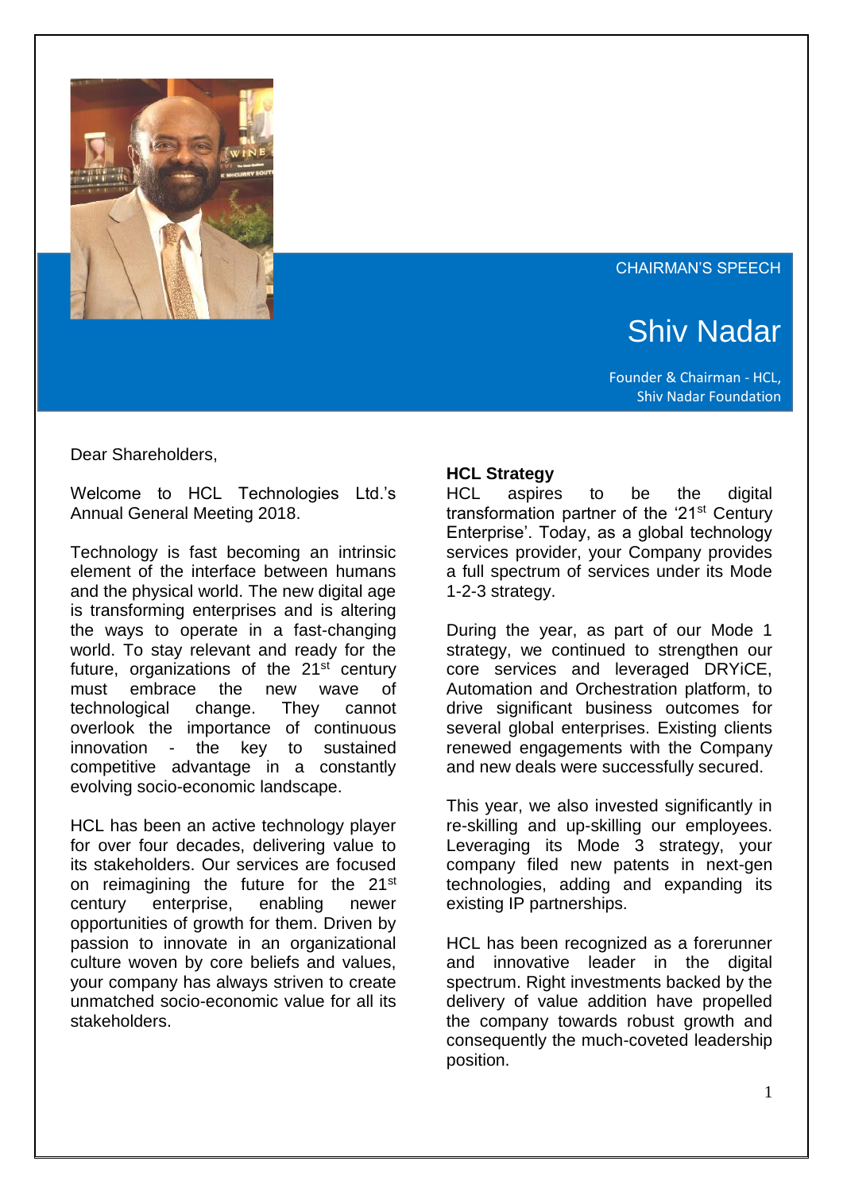CHAIRMAN'S SPEECH

# Shiv Nadar

Founder & Chairman - HCL,
Shiv Nadar Foundation

Dear Shareholders,

Welcome to HCL Technologies Ltd.'s Annual General Meeting 2018.

Technology is fast becoming an intrinsic element of the interface between humans and the physical world. The new digital age is transforming enterprises and is altering the ways to operate in a fast-changing world. To stay relevant and ready for the future, organizations of the 21st century must embrace the new wave of technological change. They cannot overlook the importance of continuous innovation - the key to sustained competitive advantage in a constantly evolving socio-economic landscape.

HCL has been an active technology player for over four decades, delivering value to its stakeholders. Our services are focused on reimagining the future for the 21st century enterprise, enabling newer opportunities of growth for them. Driven by passion to innovate in an organizational culture woven by core beliefs and values, your company has always striven to create unmatched socio-economic value for all its stakeholders.

**HCL Strategy**

HCL aspires to be the digital transformation partner of the '21st Century Enterprise'. Today, as a global technology services provider, your Company provides a full spectrum of services under its Mode 1-2-3 strategy.

During the year, as part of our Mode 1 strategy, we continued to strengthen our core services and leveraged DRYiCE, Automation and Orchestration platform, to drive significant business outcomes for several global enterprises. Existing clients renewed engagements with the Company and new deals were successfully secured.

This year, we also invested significantly in re-skilling and up-skilling our employees. Leveraging its Mode 3 strategy, your company filed new patents in next-gen technologies, adding and expanding its existing IP partnerships.

HCL has been recognized as a forerunner and innovative leader in the digital spectrum. Right investments backed by the delivery of value addition have propelled the company towards robust growth and consequently the much-coveted leadership position.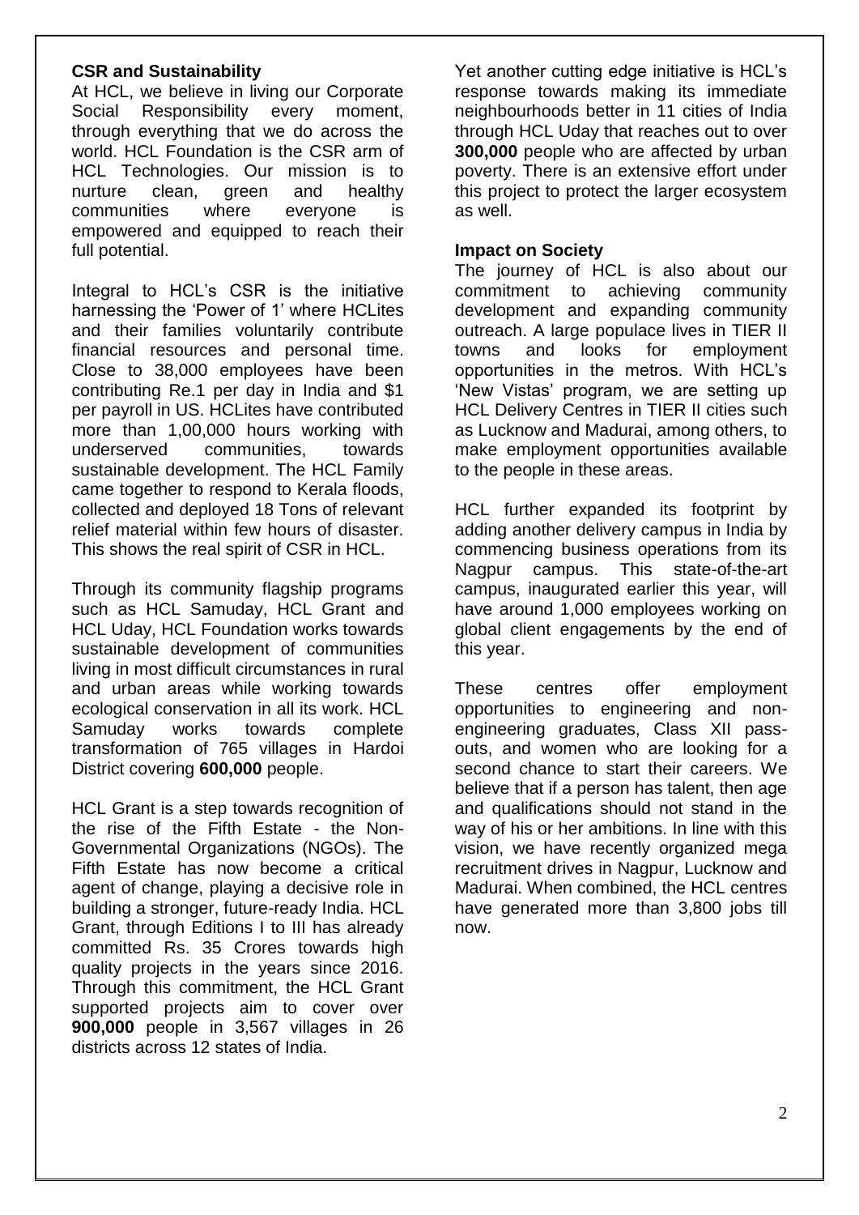**CSR and Sustainability**

At HCL, we believe in living our Corporate Social Responsibility every moment, through everything that we do across the world. HCL Foundation is the CSR arm of HCL Technologies. Our mission is to nurture clean, green and healthy communities where everyone is empowered and equipped to reach their full potential.

Integral to HCL's CSR is the initiative harnessing the 'Power of 1' where HCLites and their families voluntarily contribute financial resources and personal time. Close to 38,000 employees have been contributing Re.1 per day in India and $1 per payroll in US. HCLites have contributed more than 1,00,000 hours working with underserved communities, towards sustainable development. The HCL Family came together to respond to Kerala floods, collected and deployed 18 Tons of relevant relief material within few hours of disaster. This shows the real spirit of CSR in HCL.

Through its community flagship programs such as HCL Samuday, HCL Grant and HCL Uday, HCL Foundation works towards sustainable development of communities living in most difficult circumstances in rural and urban areas while working towards ecological conservation in all its work. HCL Samuday works towards complete transformation of 765 villages in Hardoi District covering **600,000** people.

HCL Grant is a step towards recognition of the rise of the Fifth Estate - the Non-Governmental Organizations (NGOs). The Fifth Estate has now become a critical agent of change, playing a decisive role in building a stronger, future-ready India. HCL Grant, through Editions I to III has already committed Rs. 35 Crores towards high quality projects in the years since 2016. Through this commitment, the HCL Grant supported projects aim to cover over **900,000** people in 3,567 villages in 26 districts across 12 states of India.

Yet another cutting edge initiative is HCL's response towards making its immediate neighbourhoods better in 11 cities of India through HCL Uday that reaches out to over **300,000** people who are affected by urban poverty. There is an extensive effort under this project to protect the larger ecosystem as well.

**Impact on Society**

The journey of HCL is also about our commitment to achieving community development and expanding community outreach. A large populace lives in TIER II towns and looks for employment opportunities in the metros. With HCL's 'New Vistas' program, we are setting up HCL Delivery Centres in TIER II cities such as Lucknow and Madurai, among others, to make employment opportunities available to the people in these areas.

HCL further expanded its footprint by adding another delivery campus in India by commencing business operations from its Nagpur campus. This state-of-the-art campus, inaugurated earlier this year, will have around 1,000 employees working on global client engagements by the end of this year.

These centres offer employment opportunities to engineering and non-engineering graduates, Class XII pass-outs, and women who are looking for a second chance to start their careers. We believe that if a person has talent, then age and qualifications should not stand in the way of his or her ambitions. In line with this vision, we have recently organized mega recruitment drives in Nagpur, Lucknow and Madurai. When combined, the HCL centres have generated more than 3,800 jobs till now.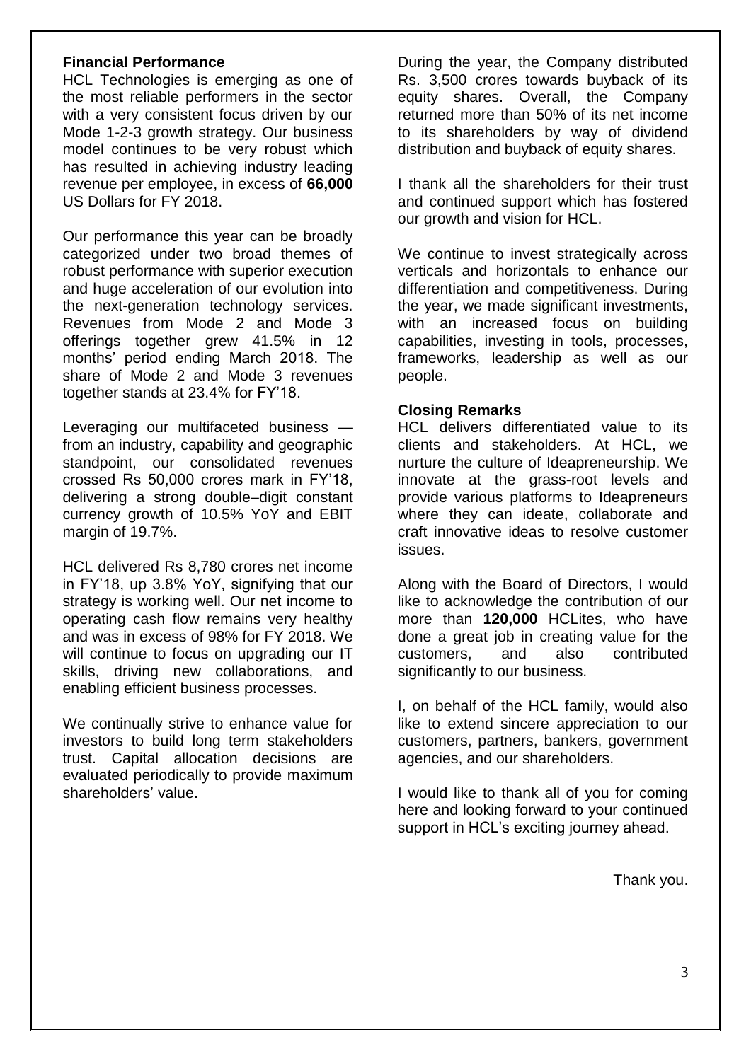**Financial Performance**

HCL Technologies is emerging as one of the most reliable performers in the sector with a very consistent focus driven by our Mode 1-2-3 growth strategy. Our business model continues to be very robust which has resulted in achieving industry leading revenue per employee, in excess of **66,000** US Dollars for FY 2018.

Our performance this year can be broadly categorized under two broad themes of robust performance with superior execution and huge acceleration of our evolution into the next-generation technology services. Revenues from Mode 2 and Mode 3 offerings together grew 41.5% in 12 months' period ending March 2018. The share of Mode 2 and Mode 3 revenues together stands at 23.4% for FY'18.

Leveraging our multifaceted business — from an industry, capability and geographic standpoint, our consolidated revenues crossed Rs 50,000 crores mark in FY'18, delivering a strong double–digit constant currency growth of 10.5% YoY and EBIT margin of 19.7%.

HCL delivered Rs 8,780 crores net income in FY'18, up 3.8% YoY, signifying that our strategy is working well. Our net income to operating cash flow remains very healthy and was in excess of 98% for FY 2018. We will continue to focus on upgrading our IT skills, driving new collaborations, and enabling efficient business processes.

We continually strive to enhance value for investors to build long term stakeholders trust. Capital allocation decisions are evaluated periodically to provide maximum shareholders' value.

During the year, the Company distributed Rs. 3,500 crores towards buyback of its equity shares. Overall, the Company returned more than 50% of its net income to its shareholders by way of dividend distribution and buyback of equity shares.

I thank all the shareholders for their trust and continued support which has fostered our growth and vision for HCL.

We continue to invest strategically across verticals and horizontals to enhance our differentiation and competitiveness. During the year, we made significant investments, with an increased focus on building capabilities, investing in tools, processes, frameworks, leadership as well as our people.

**Closing Remarks**

HCL delivers differentiated value to its clients and stakeholders. At HCL, we nurture the culture of Ideapreneurship. We innovate at the grass-root levels and provide various platforms to Ideapreneurs where they can ideate, collaborate and craft innovative ideas to resolve customer issues.

Along with the Board of Directors, I would like to acknowledge the contribution of our more than **120,000** HCLites, who have done a great job in creating value for the customers, and also contributed significantly to our business.

I, on behalf of the HCL family, would also like to extend sincere appreciation to our customers, partners, bankers, government agencies, and our shareholders.

I would like to thank all of you for coming here and looking forward to your continued support in HCL's exciting journey ahead.

Thank you.